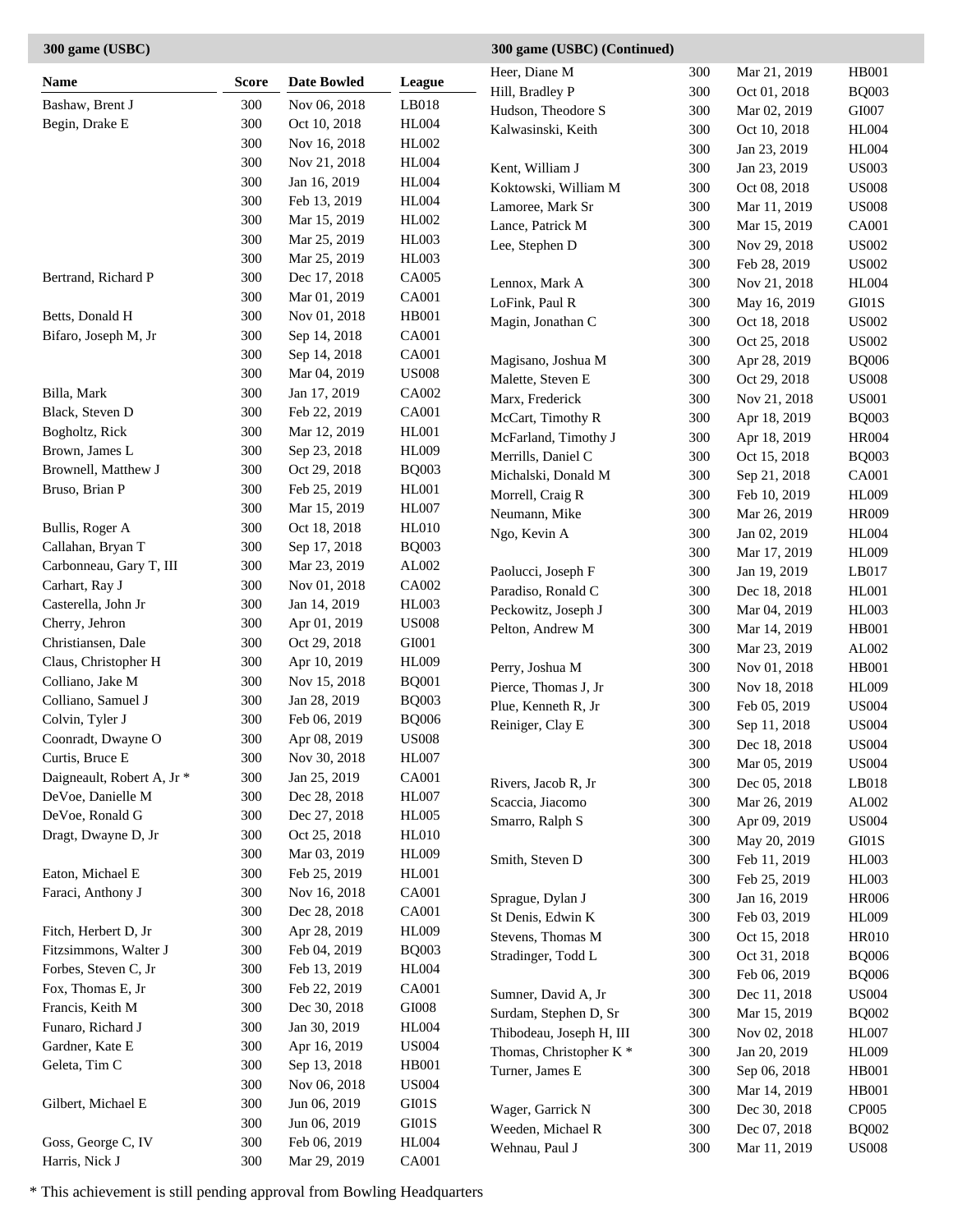## 300 game (USBC)

| Name | Score | Date Bowled | League |
|---|---|---|---|
| Bashaw, Brent J | 300 | Nov 06, 2018 | LB018 |
| Begin, Drake E | 300 | Oct 10, 2018 | HL004 |
| | 300 | Nov 16, 2018 | HL002 |
| | 300 | Nov 21, 2018 | HL004 |
| | 300 | Jan 16, 2019 | HL004 |
| | 300 | Feb 13, 2019 | HL004 |
| | 300 | Mar 15, 2019 | HL002 |
| | 300 | Mar 25, 2019 | HL003 |
| | 300 | Mar 25, 2019 | HL003 |
| Bertrand, Richard P | 300 | Dec 17, 2018 | CA005 |
| | 300 | Mar 01, 2019 | CA001 |
| Betts, Donald H | 300 | Nov 01, 2018 | HB001 |
| Bifaro, Joseph M, Jr | 300 | Sep 14, 2018 | CA001 |
| | 300 | Sep 14, 2018 | CA001 |
| | 300 | Mar 04, 2019 | US008 |
| Billa, Mark | 300 | Jan 17, 2019 | CA002 |
| Black, Steven D | 300 | Feb 22, 2019 | CA001 |
| Bogholtz, Rick | 300 | Mar 12, 2019 | HL001 |
| Brown, James L | 300 | Sep 23, 2018 | HL009 |
| Brownell, Matthew J | 300 | Oct 29, 2018 | BQ003 |
| Bruso, Brian P | 300 | Feb 25, 2019 | HL001 |
| | 300 | Mar 15, 2019 | HL007 |
| Bullis, Roger A | 300 | Oct 18, 2018 | HL010 |
| Callahan, Bryan T | 300 | Sep 17, 2018 | BQ003 |
| Carbonneau, Gary T, III | 300 | Mar 23, 2019 | AL002 |
| Carhart, Ray J | 300 | Nov 01, 2018 | CA002 |
| Casterella, John Jr | 300 | Jan 14, 2019 | HL003 |
| Cherry, Jehron | 300 | Apr 01, 2019 | US008 |
| Christiansen, Dale | 300 | Oct 29, 2018 | GI001 |
| Claus, Christopher H | 300 | Apr 10, 2019 | HL009 |
| Colliano, Jake M | 300 | Nov 15, 2018 | BQ001 |
| Colliano, Samuel J | 300 | Jan 28, 2019 | BQ003 |
| Colvin, Tyler J | 300 | Feb 06, 2019 | BQ006 |
| Coonradt, Dwayne O | 300 | Apr 08, 2019 | US008 |
| Curtis, Bruce E | 300 | Nov 30, 2018 | HL007 |
| Daigneault, Robert A, Jr * | 300 | Jan 25, 2019 | CA001 |
| DeVoe, Danielle M | 300 | Dec 28, 2018 | HL007 |
| DeVoe, Ronald G | 300 | Dec 27, 2018 | HL005 |
| Dragt, Dwayne D, Jr | 300 | Oct 25, 2018 | HL010 |
| | 300 | Mar 03, 2019 | HL009 |
| Eaton, Michael E | 300 | Feb 25, 2019 | HL001 |
| Faraci, Anthony J | 300 | Nov 16, 2018 | CA001 |
| | 300 | Dec 28, 2018 | CA001 |
| Fitch, Herbert D, Jr | 300 | Apr 28, 2019 | HL009 |
| Fitzsimmons, Walter J | 300 | Feb 04, 2019 | BQ003 |
| Forbes, Steven C, Jr | 300 | Feb 13, 2019 | HL004 |
| Fox, Thomas E, Jr | 300 | Feb 22, 2019 | CA001 |
| Francis, Keith M | 300 | Dec 30, 2018 | GI008 |
| Funaro, Richard J | 300 | Jan 30, 2019 | HL004 |
| Gardner, Kate E | 300 | Apr 16, 2019 | US004 |
| Geleta, Tim C | 300 | Sep 13, 2018 | HB001 |
| | 300 | Nov 06, 2018 | US004 |
| Gilbert, Michael E | 300 | Jun 06, 2019 | GI01S |
| | 300 | Jun 06, 2019 | GI01S |
| Goss, George C, IV | 300 | Feb 06, 2019 | HL004 |
| Harris, Nick J | 300 | Mar 29, 2019 | CA001 |

## 300 game (USBC) (Continued)

| Name | Score | Date Bowled | League |
|---|---|---|---|
| Heer, Diane M | 300 | Mar 21, 2019 | HB001 |
| Hill, Bradley P | 300 | Oct 01, 2018 | BQ003 |
| Hudson, Theodore S | 300 | Mar 02, 2019 | GI007 |
| Kalwasinski, Keith | 300 | Oct 10, 2018 | HL004 |
| | 300 | Jan 23, 2019 | HL004 |
| Kent, William J | 300 | Jan 23, 2019 | US003 |
| Koktowski, William M | 300 | Oct 08, 2018 | US008 |
| Lamoree, Mark Sr | 300 | Mar 11, 2019 | US008 |
| Lance, Patrick M | 300 | Mar 15, 2019 | CA001 |
| Lee, Stephen D | 300 | Nov 29, 2018 | US002 |
| | 300 | Feb 28, 2019 | US002 |
| Lennox, Mark A | 300 | Nov 21, 2018 | HL004 |
| LoFink, Paul R | 300 | May 16, 2019 | GI01S |
| Magin, Jonathan C | 300 | Oct 18, 2018 | US002 |
| | 300 | Oct 25, 2018 | US002 |
| Magisano, Joshua M | 300 | Apr 28, 2019 | BQ006 |
| Malette, Steven E | 300 | Oct 29, 2018 | US008 |
| Marx, Frederick | 300 | Nov 21, 2018 | US001 |
| McCart, Timothy R | 300 | Apr 18, 2019 | BQ003 |
| McFarland, Timothy J | 300 | Apr 18, 2019 | HR004 |
| Merrills, Daniel C | 300 | Oct 15, 2018 | BQ003 |
| Michalski, Donald M | 300 | Sep 21, 2018 | CA001 |
| Morrell, Craig R | 300 | Feb 10, 2019 | HL009 |
| Neumann, Mike | 300 | Mar 26, 2019 | HR009 |
| Ngo, Kevin A | 300 | Jan 02, 2019 | HL004 |
| | 300 | Mar 17, 2019 | HL009 |
| Paolucci, Joseph F | 300 | Jan 19, 2019 | LB017 |
| Paradiso, Ronald C | 300 | Dec 18, 2018 | HL001 |
| Peckowitz, Joseph J | 300 | Mar 04, 2019 | HL003 |
| Pelton, Andrew M | 300 | Mar 14, 2019 | HB001 |
| | 300 | Mar 23, 2019 | AL002 |
| Perry, Joshua M | 300 | Nov 01, 2018 | HB001 |
| Pierce, Thomas J, Jr | 300 | Nov 18, 2018 | HL009 |
| Plue, Kenneth R, Jr | 300 | Feb 05, 2019 | US004 |
| Reiniger, Clay E | 300 | Sep 11, 2018 | US004 |
| | 300 | Dec 18, 2018 | US004 |
| | 300 | Mar 05, 2019 | US004 |
| Rivers, Jacob R, Jr | 300 | Dec 05, 2018 | LB018 |
| Scaccia, Jiacomo | 300 | Mar 26, 2019 | AL002 |
| Smarro, Ralph S | 300 | Apr 09, 2019 | US004 |
| | 300 | May 20, 2019 | GI01S |
| Smith, Steven D | 300 | Feb 11, 2019 | HL003 |
| | 300 | Feb 25, 2019 | HL003 |
| Sprague, Dylan J | 300 | Jan 16, 2019 | HR006 |
| St Denis, Edwin K | 300 | Feb 03, 2019 | HL009 |
| Stevens, Thomas M | 300 | Oct 15, 2018 | HR010 |
| Stradinger, Todd L | 300 | Oct 31, 2018 | BQ006 |
| | 300 | Feb 06, 2019 | BQ006 |
| Sumner, David A, Jr | 300 | Dec 11, 2018 | US004 |
| Surdam, Stephen D, Sr | 300 | Mar 15, 2019 | BQ002 |
| Thibodeau, Joseph H, III | 300 | Nov 02, 2018 | HL007 |
| Thomas, Christopher K * | 300 | Jan 20, 2019 | HL009 |
| Turner, James E | 300 | Sep 06, 2018 | HB001 |
| | 300 | Mar 14, 2019 | HB001 |
| Wager, Garrick N | 300 | Dec 30, 2018 | CP005 |
| Weeden, Michael R | 300 | Dec 07, 2018 | BQ002 |
| Wehnau, Paul J | 300 | Mar 11, 2019 | US008 |

* This achievement is still pending approval from Bowling Headquarters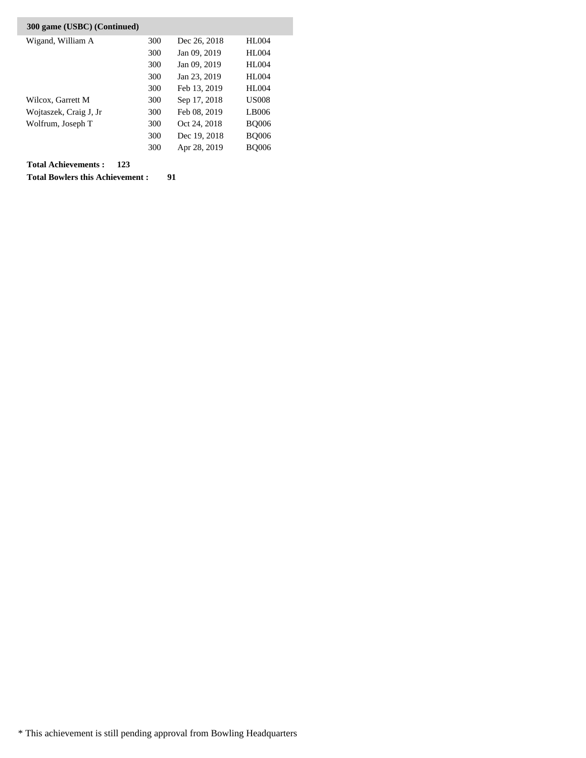**300 game (USBC) (Continued)**

| | | | |
|---|---|---|---|
| Wigand, William A | 300 | Dec 26, 2018 | HL004 |
| | 300 | Jan 09, 2019 | HL004 |
| | 300 | Jan 09, 2019 | HL004 |
| | 300 | Jan 23, 2019 | HL004 |
| | 300 | Feb 13, 2019 | HL004 |
| Wilcox, Garrett M | 300 | Sep 17, 2018 | US008 |
| Wojtaszek, Craig J, Jr | 300 | Feb 08, 2019 | LB006 |
| Wolfrum, Joseph T | 300 | Oct 24, 2018 | BQ006 |
| | 300 | Dec 19, 2018 | BQ006 |
| | 300 | Apr 28, 2019 | BQ006 |

**Total Achievements : 123**

**Total Bowlers this Achievement : 91**

* This achievement is still pending approval from Bowling Headquarters